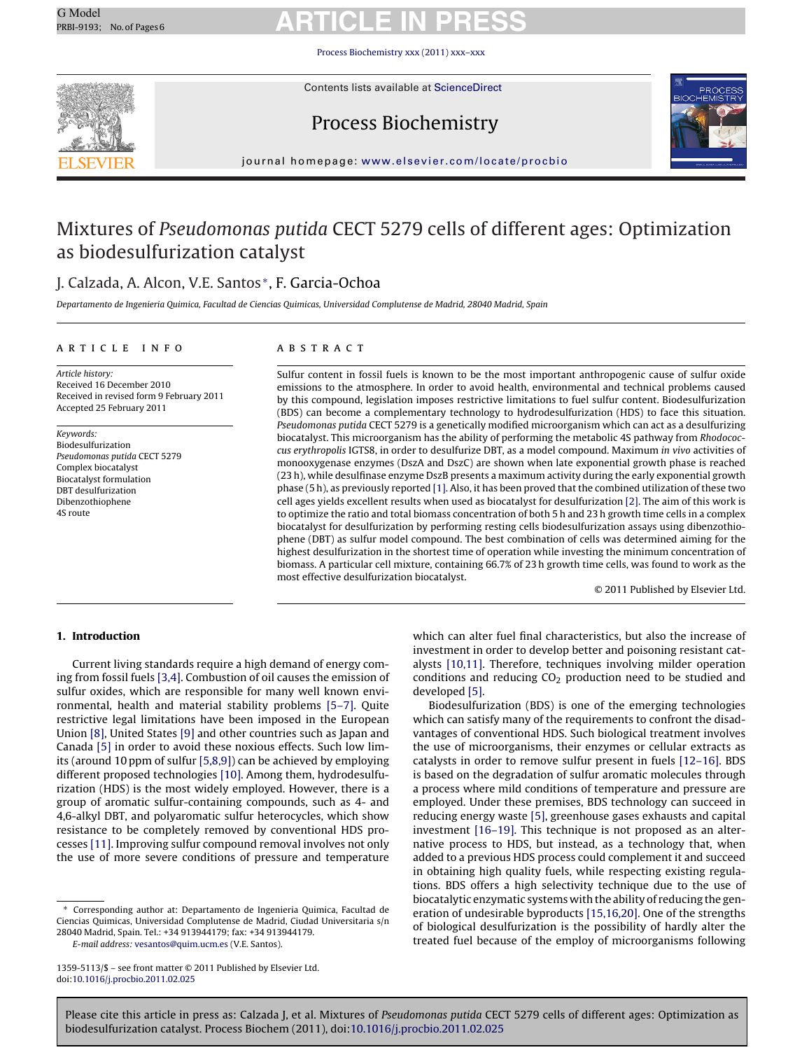# Mixtures of *Pseudomonas putida* CECT 5279 cells of different ages: Optimization as biodesulfurization catalyst

J. Calzada, A. Alcon, V.E. Santos*, F. Garcia-Ochoa

*Departamento de Ingenieria Quimica, Facultad de Ciencias Quimicas, Universidad Complutense de Madrid, 28040 Madrid, Spain*

## ARTICLE INFO

*Article history:*
Received 16 December 2010
Received in revised form 9 February 2011
Accepted 25 February 2011

*Keywords:*
Biodesulfurization
*Pseudomonas putida* CECT 5279
Complex biocatalyst
Biocatalyst formulation
DBT desulfurization
Dibenzothiophene
4S route

## ABSTRACT

Sulfur content in fossil fuels is known to be the most important anthropogenic cause of sulfur oxide emissions to the atmosphere. In order to avoid health, environmental and technical problems caused by this compound, legislation imposes restrictive limitations to fuel sulfur content. Biodesulfurization (BDS) can become a complementary technology to hydrodesulfurization (HDS) to face this situation. *Pseudomonas putida* CECT 5279 is a genetically modified microorganism which can act as a desulfurizing biocatalyst. This microorganism has the ability of performing the metabolic 4S pathway from *Rhodococcus erythropolis* IGTS8, in order to desulfurize DBT, as a model compound. Maximum *in vivo* activities of monooxygenase enzymes (DszA and DszC) are shown when late exponential growth phase is reached (23 h), while desulfinase enzyme DszB presents a maximum activity during the early exponential growth phase (5 h), as previously reported [1]. Also, it has been proved that the combined utilization of these two cell ages yields excellent results when used as biocatalyst for desulfurization [2]. The aim of this work is to optimize the ratio and total biomass concentration of both 5 h and 23 h growth time cells in a complex biocatalyst for desulfurization by performing resting cells biodesulfurization assays using dibenzothiophene (DBT) as sulfur model compound. The best combination of cells was determined aiming for the highest desulfurization in the shortest time of operation while investing the minimum concentration of biomass. A particular cell mixture, containing 66.7% of 23 h growth time cells, was found to work as the most effective desulfurization biocatalyst.

© 2011 Published by Elsevier Ltd.

## 1. Introduction

Current living standards require a high demand of energy coming from fossil fuels [3,4]. Combustion of oil causes the emission of sulfur oxides, which are responsible for many well known environmental, health and material stability problems [5–7]. Quite restrictive legal limitations have been imposed in the European Union [8], United States [9] and other countries such as Japan and Canada [5] in order to avoid these noxious effects. Such low limits (around 10 ppm of sulfur [5,8,9]) can be achieved by employing different proposed technologies [10]. Among them, hydrodesulfurization (HDS) is the most widely employed. However, there is a group of aromatic sulfur-containing compounds, such as 4- and 4,6-alkyl DBT, and polyaromatic sulfur heterocycles, which show resistance to be completely removed by conventional HDS processes [11]. Improving sulfur compound removal involves not only the use of more severe conditions of pressure and temperature which can alter fuel final characteristics, but also the increase of investment in order to develop better and poisoning resistant catalysts [10,11]. Therefore, techniques involving milder operation conditions and reducing $CO_2$ production need to be studied and developed [5].

Biodesulfurization (BDS) is one of the emerging technologies which can satisfy many of the requirements to confront the disadvantages of conventional HDS. Such biological treatment involves the use of microorganisms, their enzymes or cellular extracts as catalysts in order to remove sulfur present in fuels [12–16]. BDS is based on the degradation of sulfur aromatic molecules through a process where mild conditions of temperature and pressure are employed. Under these premises, BDS technology can succeed in reducing energy waste [5], greenhouse gases exhausts and capital investment [16–19]. This technique is not proposed as an alternative process to HDS, but instead, as a technology that, when added to a previous HDS process could complement it and succeed in obtaining high quality fuels, while respecting existing regulations. BDS offers a high selectivity technique due to the use of biocatalytic enzymatic systems with the ability of reducing the generation of undesirable byproducts [15,16,20]. One of the strengths of biological desulfurization is the possibility of hardly alter the treated fuel because of the employ of microorganisms following

\* Corresponding author at: Departamento de Ingenieria Quimica, Facultad de Ciencias Quimicas, Universidad Complutense de Madrid, Ciudad Universitaria s/n 28040 Madrid, Spain. Tel.: +34 913944179; fax: +34 913944179.
*E-mail address:* vesantos@quim.ucm.es (V.E. Santos).

1359-5113/$ – see front matter © 2011 Published by Elsevier Ltd.
doi:10.1016/j.procbio.2011.02.025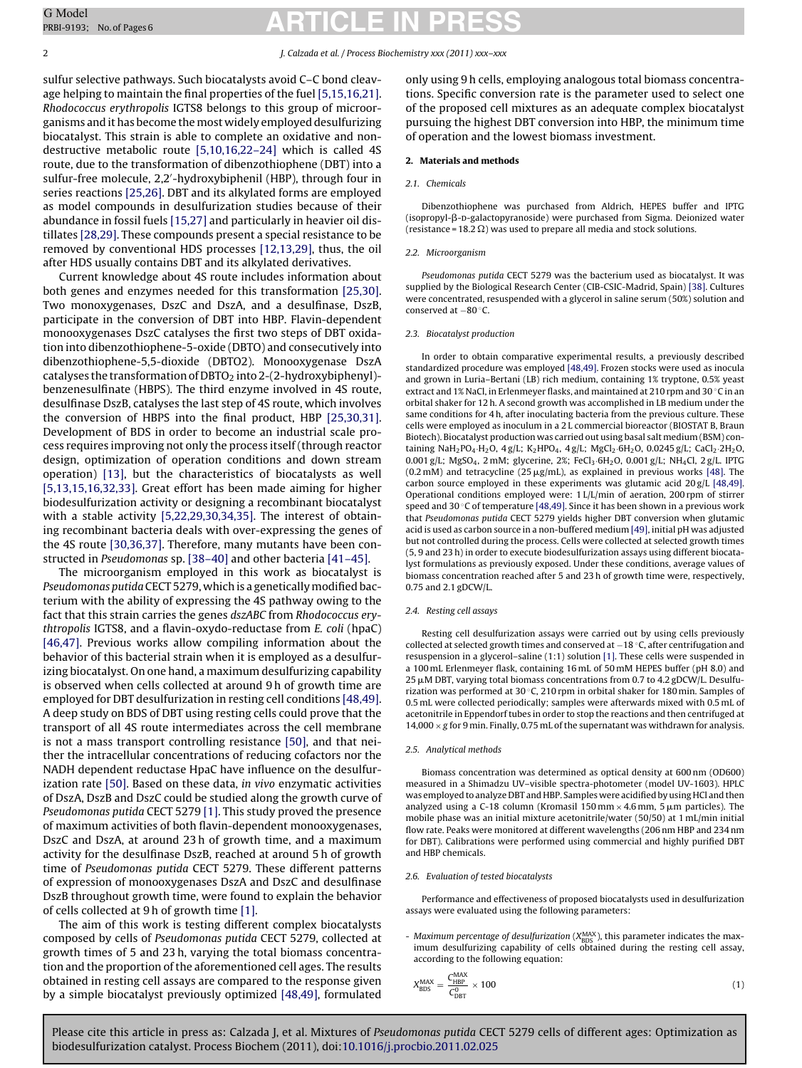sulfur selective pathways. Such biocatalysts avoid C–C bond cleavage helping to maintain the final properties of the fuel [5,15,16,21]. *Rhodococcus erythropolis* IGTS8 belongs to this group of microorganisms and it has become the most widely employed desulfurizing biocatalyst. This strain is able to complete an oxidative and non-destructive metabolic route [5,10,16,22–24] which is called 4S route, due to the transformation of dibenzothiophene (DBT) into a sulfur-free molecule, 2,2′-hydroxybiphenil (HBP), through four in series reactions [25,26]. DBT and its alkylated forms are employed as model compounds in desulfurization studies because of their abundance in fossil fuels [15,27] and particularly in heavier oil distillates [28,29]. These compounds present a special resistance to be removed by conventional HDS processes [12,13,29], thus, the oil after HDS usually contains DBT and its alkylated derivatives.

Current knowledge about 4S route includes information about both genes and enzymes needed for this transformation [25,30]. Two monoxygenases, DszC and DszA, and a desulfinase, DszB, participate in the conversion of DBT into HBP. Flavin-dependent monooxygenases DszC catalyses the first two steps of DBT oxidation into dibenzothiophene-5-oxide (DBTO) and consecutively into dibenzothiophene-5,5-dioxide (DBTO2). Monooxygenase DszA catalyses the transformation of $DBTO_2$ into 2-(2-hydroxybiphenyl)-benzenesulfinate (HBPS). The third enzyme involved in 4S route, desulfinase DszB, catalyses the last step of 4S route, which involves the conversion of HBPS into the final product, HBP [25,30,31]. Development of BDS in order to become an industrial scale process requires improving not only the process itself (through reactor design, optimization of operation conditions and down stream operation) [13], but the characteristics of biocatalysts as well [5,13,15,16,32,33]. Great effort has been made aiming for higher biodesulfurization activity or designing a recombinant biocatalyst with a stable activity [5,22,29,30,34,35]. The interest of obtaining recombinant bacteria deals with over-expressing the genes of the 4S route [30,36,37]. Therefore, many mutants have been constructed in *Pseudomonas* sp. [38–40] and other bacteria [41–45].

The microorganism employed in this work as biocatalyst is *Pseudomonas putida* CECT 5279, which is a genetically modified bacterium with the ability of expressing the 4S pathway owing to the fact that this strain carries the genes *dszABC* from *Rhodococcus erythtropolis* IGTS8, and a flavin-oxydo-reductase from *E. coli* (hpaC) [46,47]. Previous works allow compiling information about the behavior of this bacterial strain when it is employed as a desulfurizing biocatalyst. On one hand, a maximum desulfurizing capability is observed when cells collected at around 9 h of growth time are employed for DBT desulfurization in resting cell conditions [48,49]. A deep study on BDS of DBT using resting cells could prove that the transport of all 4S route intermediates across the cell membrane is not a mass transport controlling resistance [50], and that neither the intracellular concentrations of reducing cofactors nor the NADH dependent reductase HpaC have influence on the desulfurization rate [50]. Based on these data, *in vivo* enzymatic activities of DszA, DszB and DszC could be studied along the growth curve of *Pseudomonas putida* CECT 5279 [1]. This study proved the presence of maximum activities of both flavin-dependent monooxygenases, DszC and DszA, at around 23 h of growth time, and a maximum activity for the desulfinase DszB, reached at around 5 h of growth time of *Pseudomonas putida* CECT 5279. These different patterns of expression of monooxygenases DszA and DszC and desulfinase DszB throughout growth time, were found to explain the behavior of cells collected at 9 h of growth time [1].

The aim of this work is testing different complex biocatalysts composed by cells of *Pseudomonas putida* CECT 5279, collected at growth times of 5 and 23 h, varying the total biomass concentration and the proportion of the aforementioned cell ages. The results obtained in resting cell assays are compared to the response given by a simple biocatalyst previously optimized [48,49], formulated only using 9 h cells, employing analogous total biomass concentrations. Specific conversion rate is the parameter used to select one of the proposed cell mixtures as an adequate complex biocatalyst pursuing the highest DBT conversion into HBP, the minimum time of operation and the lowest biomass investment.

## 2. Materials and methods

### 2.1. Chemicals

Dibenzothiophene was purchased from Aldrich, HEPES buffer and IPTG (isopropyl-β-D-galactopyranoside) were purchased from Sigma. Deionized water (resistance = 18.2 Ω) was used to prepare all media and stock solutions.

### 2.2. Microorganism

*Pseudomonas putida* CECT 5279 was the bacterium used as biocatalyst. It was supplied by the Biological Research Center (CIB-CSIC-Madrid, Spain) [38]. Cultures were concentrated, resuspended with a glycerol in saline serum (50%) solution and conserved at −80 °C.

### 2.3. Biocatalyst production

In order to obtain comparative experimental results, a previously described standardized procedure was employed [48,49]. Frozen stocks were used as inocula and grown in Luria–Bertani (LB) rich medium, containing 1% tryptone, 0.5% yeast extract and 1% NaCl, in Erlenmeyer flasks, and maintained at 210 rpm and 30 °C in an orbital shaker for 12 h. A second growth was accomplished in LB medium under the same conditions for 4 h, after inoculating bacteria from the previous culture. These cells were employed as inoculum in a 2 L commercial bioreactor (BIOSTAT B, Braun Biotech). Biocatalyst production was carried out using basal salt medium (BSM) containing $NaH_2PO_4{\cdot}H_2O$, 4 g/L; $K_2HPO_4$, 4 g/L; $MgCl_2{\cdot}6H_2O$, 0.0245 g/L; $CaCl_2{\cdot}2H_2O$, 0.001 g/L; $MgSO_4$, 2 mM; glycerine, 2%; $FeCl_3{\cdot}6H_2O$, 0.001 g/L; $NH_4Cl$, 2 g/L. IPTG (0.2 mM) and tetracycline (25 μg/mL), as explained in previous works [48]. The carbon source employed in these experiments was glutamic acid 20 g/L [48,49]. Operational conditions employed were: 1 L/L/min of aeration, 200 rpm of stirrer speed and 30 °C of temperature [48,49]. Since it has been shown in a previous work that *Pseudomonas putida* CECT 5279 yields higher DBT conversion when glutamic acid is used as carbon source in a non-buffered medium [49], initial pH was adjusted but not controlled during the process. Cells were collected at selected growth times (5, 9 and 23 h) in order to execute biodesulfurization assays using different biocatalyst formulations as previously exposed. Under these conditions, average values of biomass concentration reached after 5 and 23 h of growth time were, respectively, 0.75 and 2.1 gDCW/L.

### 2.4. Resting cell assays

Resting cell desulfurization assays were carried out by using cells previously collected at selected growth times and conserved at −18 °C, after centrifugation and resuspension in a glycerol–saline (1:1) solution [1]. These cells were suspended in a 100 mL Erlenmeyer flask, containing 16 mL of 50 mM HEPES buffer (pH 8.0) and 25 μM DBT, varying total biomass concentrations from 0.7 to 4.2 gDCW/L. Desulfurization was performed at 30 °C, 210 rpm in orbital shaker for 180 min. Samples of 0.5 mL were collected periodically; samples were afterwards mixed with 0.5 mL of acetonitrile in Eppendorf tubes in order to stop the reactions and then centrifuged at 14,000 × *g* for 9 min. Finally, 0.75 mL of the supernatant was withdrawn for analysis.

### 2.5. Analytical methods

Biomass concentration was determined as optical density at 600 nm (OD600) measured in a Shimadzu UV–visible spectra-photometer (model UV-1603). HPLC was employed to analyze DBT and HBP. Samples were acidified by using HCl and then analyzed using a C-18 column (Kromasil 150 mm × 4.6 mm, 5 μm particles). The mobile phase was an initial mixture acetonitrile/water (50/50) at 1 mL/min initial flow rate. Peaks were monitored at different wavelengths (206 nm HBP and 234 nm for DBT). Calibrations were performed using commercial and highly purified DBT and HBP chemicals.

### 2.6. Evaluation of tested biocatalysts

Performance and effectiveness of proposed biocatalysts used in desulfurization assays were evaluated using the following parameters:

- *Maximum percentage of desulfurization* ($X_{BDS}^{MAX}$), this parameter indicates the maximum desulfurizing capability of cells obtained during the resting cell assay, according to the following equation:

$$X_{BDS}^{MAX} = \frac{C_{HBP}^{MAX}}{C_{DBT}^{0}} \times 100 \tag{1}$$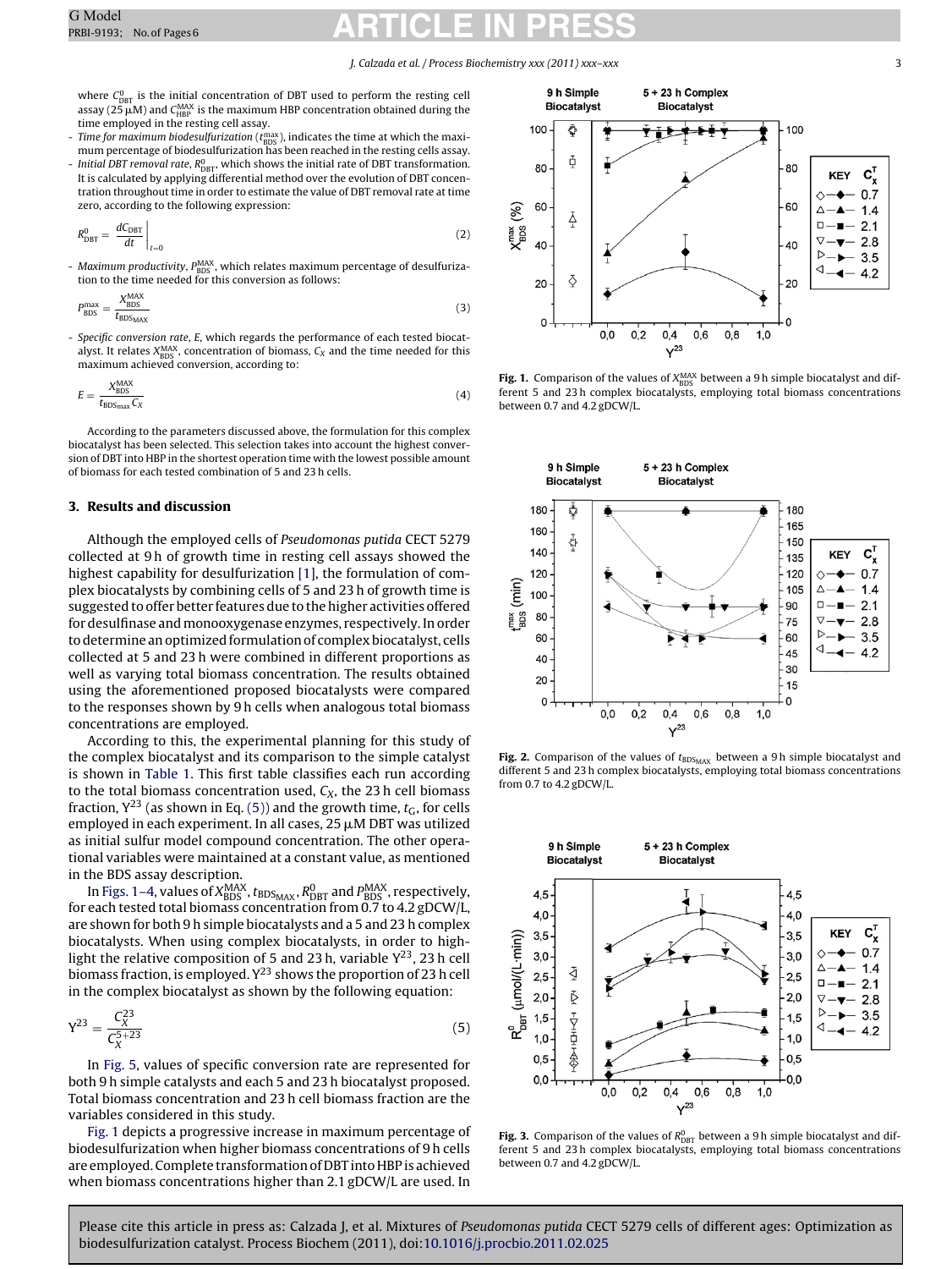where $C^0_{DBT}$ is the initial concentration of DBT used to perform the resting cell assay (25 μM) and $C^{MAX}_{HBP}$ is the maximum HBP concentration obtained during the time employed in the resting cell assay.

- *Time for maximum biodesulfurization* ($t^{max}_{BDS}$), indicates the time at which the maximum percentage of biodesulfurization has been reached in the resting cells assay.
- *Initial DBT removal rate*, $R^0_{DBT}$, which shows the initial rate of DBT transformation. It is calculated by applying differential method over the evolution of DBT concentration throughout time in order to estimate the value of DBT removal rate at time zero, according to the following expression:

$$R^0_{DBT} = \left.\frac{dC_{DBT}}{dt}\right|_{t=0} \tag{2}$$

- *Maximum productivity*, $P^{MAX}_{BDS}$, which relates maximum percentage of desulfurization to the time needed for this conversion as follows:

$$P^{max}_{BDS} = \frac{X^{MAX}_{BDS}}{t_{BDSMAX}} \tag{3}$$

- *Specific conversion rate*, $E$, which regards the performance of each tested biocatalyst. It relates $X^{MAX}_{BDS}$, concentration of biomass, $C_X$ and the time needed for this maximum achieved conversion, according to:

$$E = \frac{X^{MAX}_{BDS}}{t_{BDSmax} C_X} \tag{4}$$

According to the parameters discussed above, the formulation for this complex biocatalyst has been selected. This selection takes into account the highest conversion of DBT into HBP in the shortest operation time with the lowest possible amount of biomass for each tested combination of 5 and 23 h cells.

## 3. Results and discussion

Although the employed cells of *Pseudomonas putida* CECT 5279 collected at 9 h of growth time in resting cell assays showed the highest capability for desulfurization [1], the formulation of complex biocatalysts by combining cells of 5 and 23 h of growth time is suggested to offer better features due to the higher activities offered for desulfinase and monooxygenase enzymes, respectively. In order to determine an optimized formulation of complex biocatalyst, cells collected at 5 and 23 h were combined in different proportions as well as varying total biomass concentration. The results obtained using the aforementioned proposed biocatalysts were compared to the responses shown by 9 h cells when analogous total biomass concentrations are employed.

According to this, the experimental planning for this study of the complex biocatalyst and its comparison to the simple catalyst is shown in Table 1. This first table classifies each run according to the total biomass concentration used, $C_X$, the 23 h cell biomass fraction, $Y^{23}$ (as shown in Eq. (5)) and the growth time, $t_G$, for cells employed in each experiment. In all cases, 25 μM DBT was utilized as initial sulfur model compound concentration. The other operational variables were maintained at a constant value, as mentioned in the BDS assay description.

In Figs. 1–4, values of $X^{MAX}_{BDS}$, $t_{BDSMAX}$, $R^0_{DBT}$ and $P^{MAX}_{BDS}$, respectively, for each tested total biomass concentration from 0.7 to 4.2 gDCW/L, are shown for both 9 h simple biocatalysts and a 5 and 23 h complex biocatalysts. When using complex biocatalysts, in order to highlight the relative composition of 5 and 23 h, variable $Y^{23}$, 23 h cell biomass fraction, is employed. $Y^{23}$ shows the proportion of 23 h cell in the complex biocatalyst as shown by the following equation:

$$Y^{23} = \frac{C^{23}_X}{C^{5+23}_X} \tag{5}$$

In Fig. 5, values of specific conversion rate are represented for both 9 h simple catalysts and each 5 and 23 h biocatalyst proposed. Total biomass concentration and 23 h cell biomass fraction are the variables considered in this study.

Fig. 1 depicts a progressive increase in maximum percentage of biodesulfurization when higher biomass concentrations of 9 h cells are employed. Complete transformation of DBT into HBP is achieved when biomass concentrations higher than 2.1 gDCW/L are used. In

**Fig. 1.** Comparison of the values of $X^{MAX}_{BDS}$ between a 9 h simple biocatalyst and different 5 and 23 h complex biocatalysts, employing total biomass concentrations between 0.7 and 4.2 gDCW/L.

**Fig. 2.** Comparison of the values of $t_{BDS_{MAX}}$ between a 9 h simple biocatalyst and different 5 and 23 h complex biocatalysts, employing total biomass concentrations from 0.7 to 4.2 gDCW/L.

**Fig. 3.** Comparison of the values of $R^0_{DBT}$ between a 9 h simple biocatalyst and different 5 and 23 h complex biocatalysts, employing total biomass concentrations between 0.7 and 4.2 gDCW/L.

Please cite this article in press as: Calzada J, et al. Mixtures of *Pseudomonas putida* CECT 5279 cells of different ages: Optimization as biodesulfurization catalyst. Process Biochem (2011), doi:10.1016/j.procbio.2011.02.025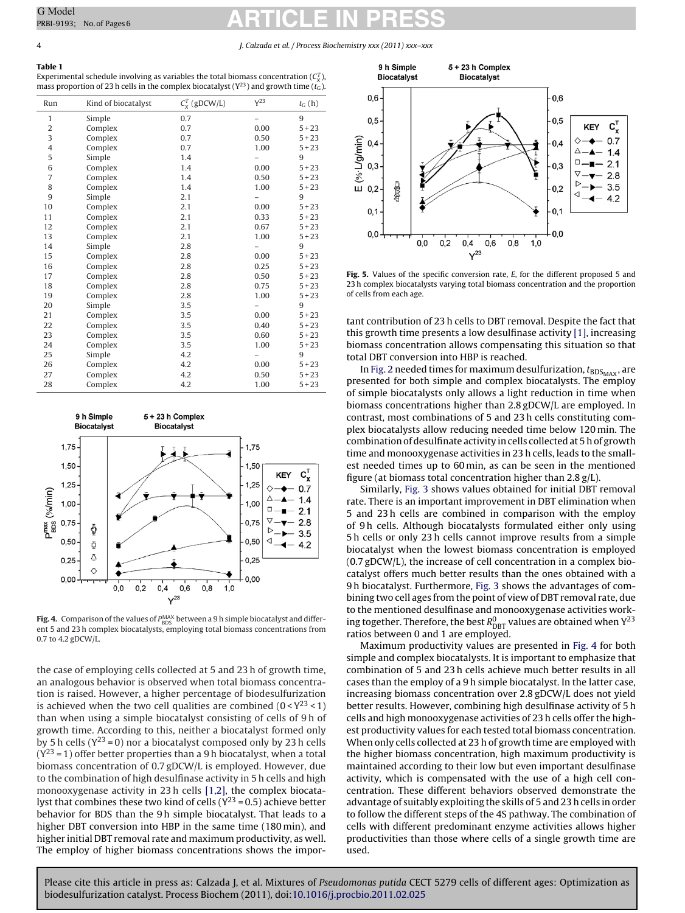**Table 1**
Experimental schedule involving as variables the total biomass concentration ($C_X^T$), mass proportion of 23 h cells in the complex biocatalyst ($Y^{23}$) and growth time ($t_G$).

| Run | Kind of biocatalyst | $C_X^T$ (gDCW/L) | $Y^{23}$ | $t_G$ (h) |
|---|---|---|---|---|
| 1 | Simple | 0.7 | – | 9 |
| 2 | Complex | 0.7 | 0.00 | 5 + 23 |
| 3 | Complex | 0.7 | 0.50 | 5 + 23 |
| 4 | Complex | 0.7 | 1.00 | 5 + 23 |
| 5 | Simple | 1.4 | – | 9 |
| 6 | Complex | 1.4 | 0.00 | 5 + 23 |
| 7 | Complex | 1.4 | 0.50 | 5 + 23 |
| 8 | Complex | 1.4 | 1.00 | 5 + 23 |
| 9 | Simple | 2.1 | – | 9 |
| 10 | Complex | 2.1 | 0.00 | 5 + 23 |
| 11 | Complex | 2.1 | 0.33 | 5 + 23 |
| 12 | Complex | 2.1 | 0.67 | 5 + 23 |
| 13 | Complex | 2.1 | 1.00 | 5 + 23 |
| 14 | Simple | 2.8 | – | 9 |
| 15 | Complex | 2.8 | 0.00 | 5 + 23 |
| 16 | Complex | 2.8 | 0.25 | 5 + 23 |
| 17 | Complex | 2.8 | 0.50 | 5 + 23 |
| 18 | Complex | 2.8 | 0.75 | 5 + 23 |
| 19 | Complex | 2.8 | 1.00 | 5 + 23 |
| 20 | Simple | 3.5 | – | 9 |
| 21 | Complex | 3.5 | 0.00 | 5 + 23 |
| 22 | Complex | 3.5 | 0.40 | 5 + 23 |
| 23 | Complex | 3.5 | 0.60 | 5 + 23 |
| 24 | Complex | 3.5 | 1.00 | 5 + 23 |
| 25 | Simple | 4.2 | – | 9 |
| 26 | Complex | 4.2 | 0.00 | 5 + 23 |
| 27 | Complex | 4.2 | 0.50 | 5 + 23 |
| 28 | Complex | 4.2 | 1.00 | 5 + 23 |

**Fig. 4.** Comparison of the values of $P_{BDS}^{MAX}$ between a 9 h simple biocatalyst and different 5 and 23 h complex biocatalysts, employing total biomass concentrations from 0.7 to 4.2 gDCW/L.

the case of employing cells collected at 5 and 23 h of growth time, an analogous behavior is observed when total biomass concentration is raised. However, a higher percentage of biodesulfurization is achieved when the two cell qualities are combined ($0 < Y^{23} < 1$) than when using a simple biocatalyst consisting of cells of 9 h of growth time. According to this, neither a biocatalyst formed only by 5 h cells ($Y^{23} = 0$) nor a biocatalyst composed only by 23 h cells ($Y^{23} = 1$) offer better properties than a 9 h biocatalyst, when a total biomass concentration of 0.7 gDCW/L is employed. However, due to the combination of high desulfinase activity in 5 h cells and high monooxygenase activity in 23 h cells [1,2], the complex biocatalyst that combines these two kind of cells ($Y^{23} = 0.5$) achieve better behavior for BDS than the 9 h simple biocatalyst. That leads to a higher DBT conversion into HBP in the same time (180 min), and higher initial DBT removal rate and maximum productivity, as well. The employ of higher biomass concentrations shows the important contribution of 23 h cells to DBT removal. Despite the fact that this growth time presents a low desulfinase activity [1], increasing biomass concentration allows compensating this situation so that total DBT conversion into HBP is reached.

**Fig. 5.** Values of the specific conversion rate, *E*, for the different proposed 5 and 23 h complex biocatalysts varying total biomass concentration and the proportion of cells from each age.

In Fig. 2 needed times for maximum desulfurization, $t_{BDS_{MAX}}$, are presented for both simple and complex biocatalysts. The employ of simple biocatalysts only allows a light reduction in time when biomass concentrations higher than 2.8 gDCW/L are employed. In contrast, most combinations of 5 and 23 h cells constituting complex biocatalysts allow reducing needed time below 120 min. The combination of desulfinate activity in cells collected at 5 h of growth time and monooxygenase activities in 23 h cells, leads to the smallest needed times up to 60 min, as can be seen in the mentioned figure (at biomass total concentration higher than 2.8 g/L).

Similarly, Fig. 3 shows values obtained for initial DBT removal rate. There is an important improvement in DBT elimination when 5 and 23 h cells are combined in comparison with the employ of 9 h cells. Although biocatalysts formulated either only using 5 h cells or only 23 h cells cannot improve results from a simple biocatalyst when the lowest biomass concentration is employed (0.7 gDCW/L), the increase of cell concentration in a complex biocatalyst offers much better results than the ones obtained with a 9 h biocatalyst. Furthermore, Fig. 3 shows the advantages of combining two cell ages from the point of view of DBT removal rate, due to the mentioned desulfinase and monooxygenase activities working together. Therefore, the best $R_{DBT}^0$ values are obtained when $Y^{23}$ ratios between 0 and 1 are employed.

Maximum productivity values are presented in Fig. 4 for both simple and complex biocatalysts. It is important to emphasize that combination of 5 and 23 h cells achieve much better results in all cases than the employ of a 9 h simple biocatalyst. In the latter case, increasing biomass concentration over 2.8 gDCW/L does not yield better results. However, combining high desulfinase activity of 5 h cells and high monooxygenase activities of 23 h cells offer the highest productivity values for each tested total biomass concentration. When only cells collected at 23 h of growth time are employed with the higher biomass concentration, high maximum productivity is maintained according to their low but even important desulfinase activity, which is compensated with the use of a high cell concentration. These different behaviors observed demonstrate the advantage of suitably exploiting the skills of 5 and 23 h cells in order to follow the different steps of the 4S pathway. The combination of cells with different predominant enzyme activities allows higher productivities than those where cells of a single growth time are used.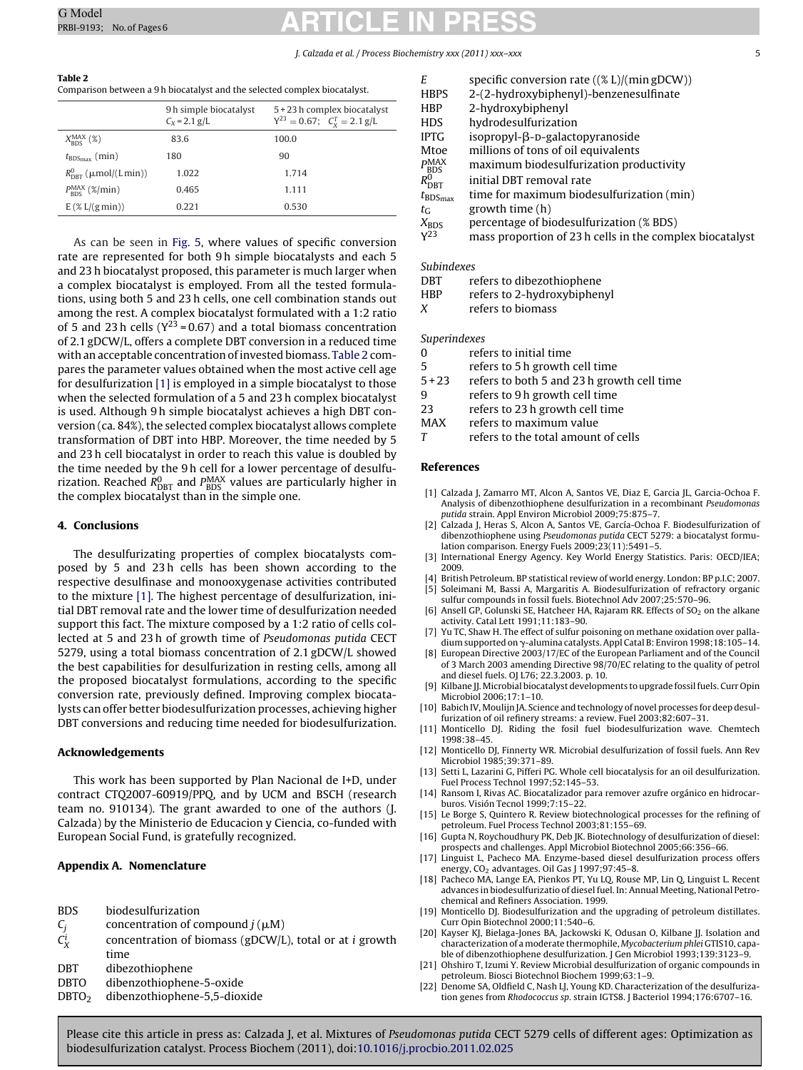**Table 2**
Comparison between a 9 h biocatalyst and the selected complex biocatalyst.

| | 9 h simple biocatalyst $C_X = 2.1$ g/L | 5 + 23 h complex biocatalyst $Y^{23} = 0.67$; $C_X^T = 2.1$ g/L |
|---|---|---|
| $X_{BDS}^{MAX}$ (%) | 83.6 | 100.0 |
| $t_{BDS_{max}}$ (min) | 180 | 90 |
| $R_{DBT}^{0}$ (μmol/(L min)) | 1.022 | 1.714 |
| $P_{BDS}^{MAX}$ (%/min) | 0.465 | 1.111 |
| E (% L/(g min)) | 0.221 | 0.530 |

As can be seen in Fig. 5, where values of specific conversion rate are represented for both 9 h simple biocatalysts and each 5 and 23 h biocatalyst proposed, this parameter is much larger when a complex biocatalyst is employed. From all the tested formulations, using both 5 and 23 h cells, one cell combination stands out among the rest. A complex biocatalyst formulated with a 1:2 ratio of 5 and 23 h cells ($Y^{23} = 0.67$) and a total biomass concentration of 2.1 gDCW/L, offers a complete DBT conversion in a reduced time with an acceptable concentration of invested biomass. Table 2 compares the parameter values obtained when the most active cell age for desulfurization [1] is employed in a simple biocatalyst to those when the selected formulation of a 5 and 23 h complex biocatalyst is used. Although 9 h simple biocatalyst achieves a high DBT conversion (ca. 84%), the selected complex biocatalyst allows complete transformation of DBT into HBP. Moreover, the time needed by 5 and 23 h cell biocatalyst in order to reach this value is doubled by the time needed by the 9 h cell for a lower percentage of desulfurization. Reached $R_{DBT}^{0}$ and $P_{BDS}^{MAX}$ values are particularly higher in the complex biocatalyst than in the simple one.

## 4. Conclusions

The desulfurizating properties of complex biocatalysts composed by 5 and 23 h cells has been shown according to the respective desulfinase and monooxygenase activities contributed to the mixture [1]. The highest percentage of desulfurization, initial DBT removal rate and the lower time of desulfurization needed support this fact. The mixture composed by a 1:2 ratio of cells collected at 5 and 23 h of growth time of *Pseudomonas putida* CECT 5279, using a total biomass concentration of 2.1 gDCW/L showed the best capabilities for desulfurization in resting cells, among all the proposed biocatalyst formulations, according to the specific conversion rate, previously defined. Improving complex biocatalysts can offer better biodesulfurization processes, achieving higher DBT conversions and reducing time needed for biodesulfurization.

## Acknowledgements

This work has been supported by Plan Nacional de I+D, under contract CTQ2007-60919/PPQ, and by UCM and BSCH (research team no. 910134). The grant awarded to one of the authors (J. Calzada) by the Ministerio de Educacion y Ciencia, co-funded with European Social Fund, is gratefully recognized.

## Appendix A. Nomenclature

| | |
|---|---|
| BDS | biodesulfurization |
| $C_j$ | concentration of compound $j$ (μM) |
| $C_X^i$ | concentration of biomass (gDCW/L), total or at $i$ growth time |
| DBT | dibezothiophene |
| DBTO | dibenzothiophene-5-oxide |
| $DBTO_2$ | dibenzothiophene-5,5-dioxide |
| $E$ | specific conversion rate ((% L)/(min gDCW)) |
| HBPS | 2-(2-hydroxybiphenyl)-benzenesulfinate |
| HBP | 2-hydroxybiphenyl |
| HDS | hydrodesulfurization |
| IPTG | isopropyl-β-D-galactopyranoside |
| Mtoe | millions of tons of oil equivalents |
| $P_{BDS}^{MAX}$ | maximum biodesulfurization productivity |
| $R_{DBT}^{0}$ | initial DBT removal rate |
| $t_{BDS_{max}}$ | time for maximum biodesulfurization (min) |
| $t_G$ | growth time (h) |
| $X_{BDS}$ | percentage of biodesulfurization (% BDS) |
| $Y^{23}$ | mass proportion of 23 h cells in the complex biocatalyst |

*Subindexes*

| | |
|---|---|
| DBT | refers to dibezothiophene |
| HBP | refers to 2-hydroxybiphenyl |
| $X$ | refers to biomass |

*Superindexes*

| | |
|---|---|
| 0 | refers to initial time |
| 5 | refers to 5 h growth cell time |
| 5 + 23 | refers to both 5 and 23 h growth cell time |
| 9 | refers to 9 h growth cell time |
| 23 | refers to 23 h growth cell time |
| MAX | refers to maximum value |
| $T$ | refers to the total amount of cells |

## References

[1] Calzada J, Zamarro MT, Alcon A, Santos VE, Diaz E, Garcia JL, Garcia-Ochoa F. Analysis of dibenzothiophene desulfurization in a recombinant *Pseudomonas putida* strain. Appl Environ Microbiol 2009;75:875–7.

[2] Calzada J, Heras S, Alcon A, Santos VE, García-Ochoa F. Biodesulfurization of dibenzothiophene using *Pseudomonas putida* CECT 5279: a biocatalyst formulation comparison. Energy Fuels 2009;23(11):5491–5.

[3] International Energy Agency. Key World Energy Statistics. Paris: OECD/IEA; 2009.

[4] British Petroleum. BP statistical review of world energy. London: BP p.l.C; 2007.

[5] Soleimani M, Bassi A, Margaritis A. Biodesulfurization of refractory organic sulfur compounds in fossil fuels. Biotechnol Adv 2007;25:570–96.

[6] Ansell GP, Golunski SE, Hatcheer HA, Rajaram RR. Effects of $SO_2$ on the alkane activity. Catal Lett 1991;11:183–90.

[7] Yu TC, Shaw H. The effect of sulfur poisoning on methane oxidation over palladium supported on γ-alumina catalysts. Appl Catal B: Environ 1998;18:105–14.

[8] European Directive 2003/17/EC of the European Parliament and of the Council of 3 March 2003 amending Directive 98/70/EC relating to the quality of petrol and diesel fuels. OJ L76; 22.3.2003. p. 10.

[9] Kilbane JJ. Microbial biocatalyst developments to upgrade fossil fuels. Curr Opin Microbiol 2006;17:1–10.

[10] Babich IV, Moulijn JA. Science and technology of novel processes for deep desulfurization of oil refinery streams: a review. Fuel 2003;82:607–31.

[11] Monticello DJ. Riding the fosil fuel biodesulfurization wave. Chemtech 1998:38–45.

[12] Monticello DJ, Finnerty WR. Microbial desulfuration of fossil fuels. Ann Rev Microbiol 1985;39:371–89.

[13] Setti L, Lazarini G, Pifferi PG. Whole cell biocatalysis for an oil desulfurization. Fuel Process Technol 1997;52:145–53.

[14] Ransom I, Rivas AC. Biocatalizador para remover azufre orgánico en hidrocarburos. Visión Tecnol 1999;7:15–22.

[15] Le Borge S, Quintero R. Review biotechnological processes for the refining of petroleum. Fuel Process Technol 2003;81:155–69.

[16] Gupta N, Roychoudhury PK, Deb JK. Biotechnology of desulfurization of diesel: prospects and challenges. Appl Microbiol Biotechnol 2005;66:356–66.

[17] Linguist L, Pacheco MA. Enzyme-based diesel desulfurization process offers energy, $CO_2$ advantages. Oil Gas J 1997;97:45–8.

[18] Pacheco MA, Lange EA, Pienkos PT, Yu LQ, Rouse MP, Lin Q, Linguist L. Recent advances in biodesulfuriztio of diesel fuel. In: Annual Meeting, National Petrochemical and Refiners Association. 1999.

[19] Monticello DJ. Biodesulfurization and the upgrading of petroleum distillates. Curr Opin Biotechnol 2000;11:540–6.

[20] Kayser KJ, Bielaga-Jones BA, Jackowski K, Odusan O, Kilbane JJ. Isolation and characterization of a moderate thermophile, *Mycobacterium phlei* GTIS10, capable of dibenzothiophene desulfurization. J Gen Microbiol 1993;139:3123–9.

[21] Ohshiro T, Izumi Y. Review Microbial desulfurization of organic compounds in petroleum. Biosci Biotechnol Biochem 1999;63:1–9.

[22] Denome SA, Oldfield C, Nash LJ, Young KD. Characterization of the desulfurization genes from *Rhodococcus sp.* strain IGTS8. J Bacteriol 1994;176:6707–16.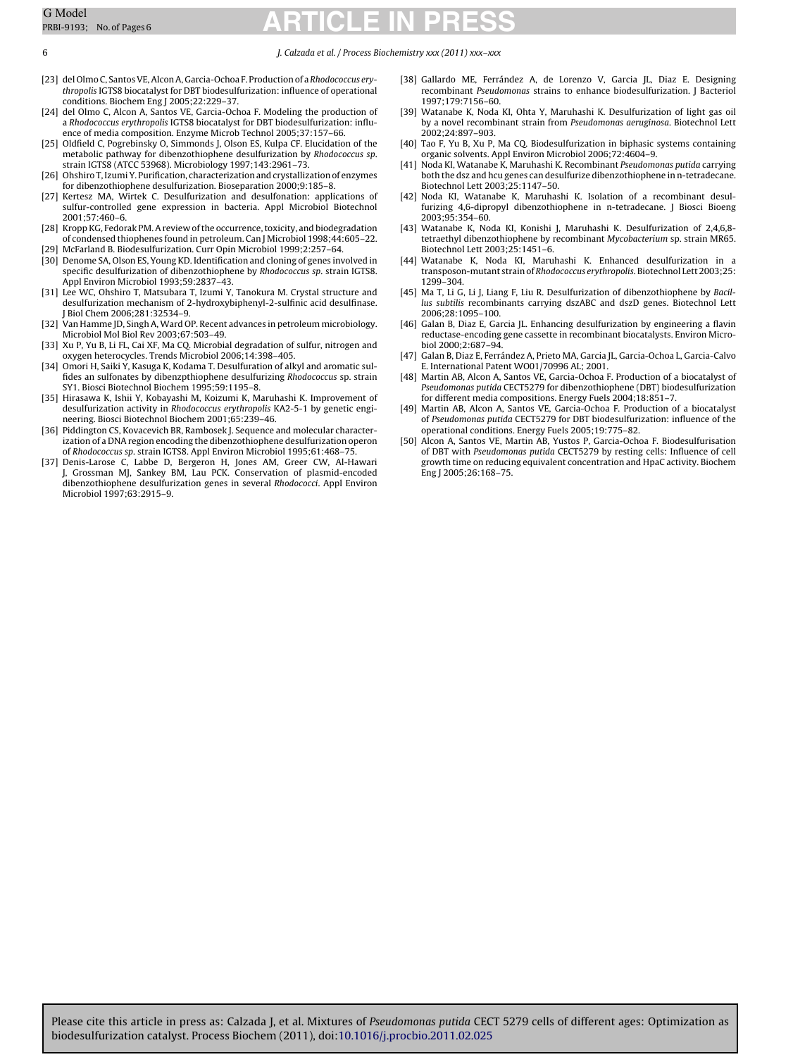[23] del Olmo C, Santos VE, Alcon A, Garcia-Ochoa F. Production of a *Rhodococcus erythropolis* IGTS8 biocatalyst for DBT biodesulfurization: influence of operational conditions. Biochem Eng J 2005;22:229–37.

[24] del Olmo C, Alcon A, Santos VE, Garcia-Ochoa F. Modeling the production of a *Rhodococcus erythropolis* IGTS8 biocatalyst for DBT biodesulfurization: influence of media composition. Enzyme Microb Technol 2005;37:157–66.

[25] Oldfield C, Pogrebinsky O, Simmonds J, Olson ES, Kulpa CF. Elucidation of the metabolic pathway for dibenzothiophene desulfurization by *Rhodococcus sp*. strain IGTS8 (ATCC 53968). Microbiology 1997;143:2961–73.

[26] Ohshiro T, Izumi Y. Purification, characterization and crystallization of enzymes for dibenzothiophene desulfurization. Bioseparation 2000;9:185–8.

[27] Kertesz MA, Wirtek C. Desulfurization and desulfonation: applications of sulfur-controlled gene expression in bacteria. Appl Microbiol Biotechnol 2001;57:460–6.

[28] Kropp KG, Fedorak PM. A review of the occurrence, toxicity, and biodegradation of condensed thiophenes found in petroleum. Can J Microbiol 1998;44:605–22.

[29] McFarland B. Biodesulfurization. Curr Opin Microbiol 1999;2:257–64.

[30] Denome SA, Olson ES, Young KD. Identification and cloning of genes involved in specific desulfurization of dibenzothiophene by *Rhodococcus sp*. strain IGTS8. Appl Environ Microbiol 1993;59:2837–43.

[31] Lee WC, Ohshiro T, Matsubara T, Izumi Y, Tanokura M. Crystal structure and desulfurization mechanism of 2-hydroxybiphenyl-2-sulfinic acid desulfinase. J Biol Chem 2006;281:32534–9.

[32] Van Hamme JD, Singh A, Ward OP. Recent advances in petroleum microbiology. Microbiol Mol Biol Rev 2003;67:503–49.

[33] Xu P, Yu B, Li FL, Cai XF, Ma CQ. Microbial degradation of sulfur, nitrogen and oxygen heterocycles. Trends Microbiol 2006;14:398–405.

[34] Omori H, Saiki Y, Kasuga K, Kodama T. Desulfuration of alkyl and aromatic sulfides an sulfonates by dibenzpthiophene desulfurizing *Rhodococcus* sp. strain SY1. Biosci Biotechnol Biochem 1995;59:1195–8.

[35] Hirasawa K, Ishii Y, Kobayashi M, Koizumi K, Maruhashi K. Improvement of desulfurization activity in *Rhodococcus erythropolis* KA2-5-1 by genetic engineering. Biosci Biotechnol Biochem 2001;65:239–46.

[36] Piddington CS, Kovacevich BR, Rambosek J. Sequence and molecular characterization of a DNA region encoding the dibenzothiophene desulfurization operon of *Rhodococcus sp*. strain IGTS8. Appl Environ Microbiol 1995;61:468–75.

[37] Denis-Larose C, Labbe D, Bergeron H, Jones AM, Greer CW, Al-Hawari J, Grossman MJ, Sankey BM, Lau PCK. Conservation of plasmid-encoded dibenzothiophene desulfurization genes in several *Rhodococci*. Appl Environ Microbiol 1997;63:2915–9.

[38] Gallardo ME, Ferrández A, de Lorenzo V, Garcia JL, Diaz E. Designing recombinant *Pseudomonas* strains to enhance biodesulfurization. J Bacteriol 1997;179:7156–60.

[39] Watanabe K, Noda KI, Ohta Y, Maruhashi K. Desulfurization of light gas oil by a novel recombinant strain from *Pseudomonas aeruginosa*. Biotechnol Lett 2002;24:897–903.

[40] Tao F, Yu B, Xu P, Ma CQ. Biodesulfurization in biphasic systems containing organic solvents. Appl Environ Microbiol 2006;72:4604–9.

[41] Noda KI, Watanabe K, Maruhashi K. Recombinant *Pseudomonas putida* carrying both the dsz and hcu genes can desulfurize dibenzothiophene in n-tetradecane. Biotechnol Lett 2003;25:1147–50.

[42] Noda KI, Watanabe K, Maruhashi K. Isolation of a recombinant desulfurizing 4,6-dipropyl dibenzothiophene in n-tetradecane. J Biosci Bioeng 2003;95:354–60.

[43] Watanabe K, Noda KI, Konishi J, Maruhashi K. Desulfurization of 2,4,6,8-tetraethyl dibenzothiophene by recombinant *Mycobacterium* sp. strain MR65. Biotechnol Lett 2003;25:1451–6.

[44] Watanabe K, Noda KI, Maruhashi K. Enhanced desulfurization in a transposon-mutant strain of *Rhodococcus erythropolis*. Biotechnol Lett 2003;25: 1299–304.

[45] Ma T, Li G, Li J, Liang F, Liu R. Desulfurization of dibenzothiophene by *Bacillus subtilis* recombinants carrying dszABC and dszD genes. Biotechnol Lett 2006;28:1095–100.

[46] Galan B, Diaz E, Garcia JL. Enhancing desulfurization by engineering a flavin reductase-encoding gene cassette in recombinant biocatalysts. Environ Microbiol 2000;2:687–94.

[47] Galan B, Diaz E, Ferrández A, Prieto MA, Garcia JL, Garcia-Ochoa L, Garcia-Calvo E. International Patent WO01/70996 AL; 2001.

[48] Martin AB, Alcon A, Santos VE, Garcia-Ochoa F. Production of a biocatalyst of *Pseudomonas putida* CECT5279 for dibenzothiophene (DBT) biodesulfurization for different media compositions. Energy Fuels 2004;18:851–7.

[49] Martin AB, Alcon A, Santos VE, Garcia-Ochoa F. Production of a biocatalyst of *Pseudomonas putida* CECT5279 for DBT biodesulfurization: influence of the operational conditions. Energy Fuels 2005;19:775–82.

[50] Alcon A, Santos VE, Martin AB, Yustos P, Garcia-Ochoa F. Biodesulfurisation of DBT with *Pseudomonas putida* CECT5279 by resting cells: Influence of cell growth time on reducing equivalent concentration and HpaC activity. Biochem Eng J 2005;26:168–75.

Please cite this article in press as: Calzada J, et al. Mixtures of *Pseudomonas putida* CECT 5279 cells of different ages: Optimization as biodesulfurization catalyst. Process Biochem (2011), doi:10.1016/j.procbio.2011.02.025